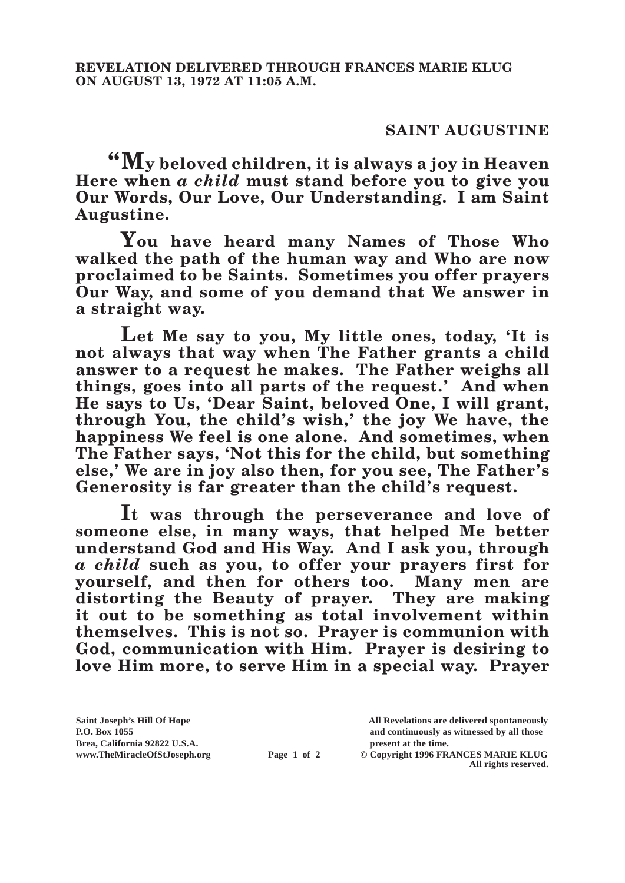**REVELATION DELIVERED THROUGH FRANCES MARIE KLUG ON AUGUST 13, 1972 AT 11:05 A.M.**

## SAINT AUGUSTINE

**"My beloved children, it is always a joy in Heaven Here when *a child* must stand before you to give you Our Words, Our Love, Our Understanding. I am Saint Augustine.**

**You have heard many Names of Those Who walked the path of the human way and Who are now proclaimed to be Saints. Sometimes you offer prayers Our Way, and some of you demand that We answer in a straight way.**

**Let Me say to you, My little ones, today, 'It is not always that way when The Father grants a child answer to a request he makes. The Father weighs all things, goes into all parts of the request.' And when He says to Us, 'Dear Saint, beloved One, I will grant, through You, the child's wish,' the joy We have, the happiness We feel is one alone. And sometimes, when The Father says, 'Not this for the child, but something else,' We are in joy also then, for you see, The Father's Generosity is far greater than the child's request.**

**It was through the perseverance and love of someone else, in many ways, that helped Me better understand God and His Way. And I ask you, through *a child* such as you, to offer your prayers first for yourself, and then for others too. Many men are distorting the Beauty of prayer. They are making it out to be something as total involvement within themselves. This is not so. Prayer is communion with God, communication with Him. Prayer is desiring to love Him more, to serve Him in a special way. Prayer**

Saint Joseph's Hill Of Hope
P.O. Box 1055
Brea, California 92822 U.S.A.
www.TheMiracleOfStJoseph.org

All Revelations are delivered spontaneously and continuously as witnessed by all those present at the time.
© Copyright 1996 FRANCES MARIE KLUG
All rights reserved.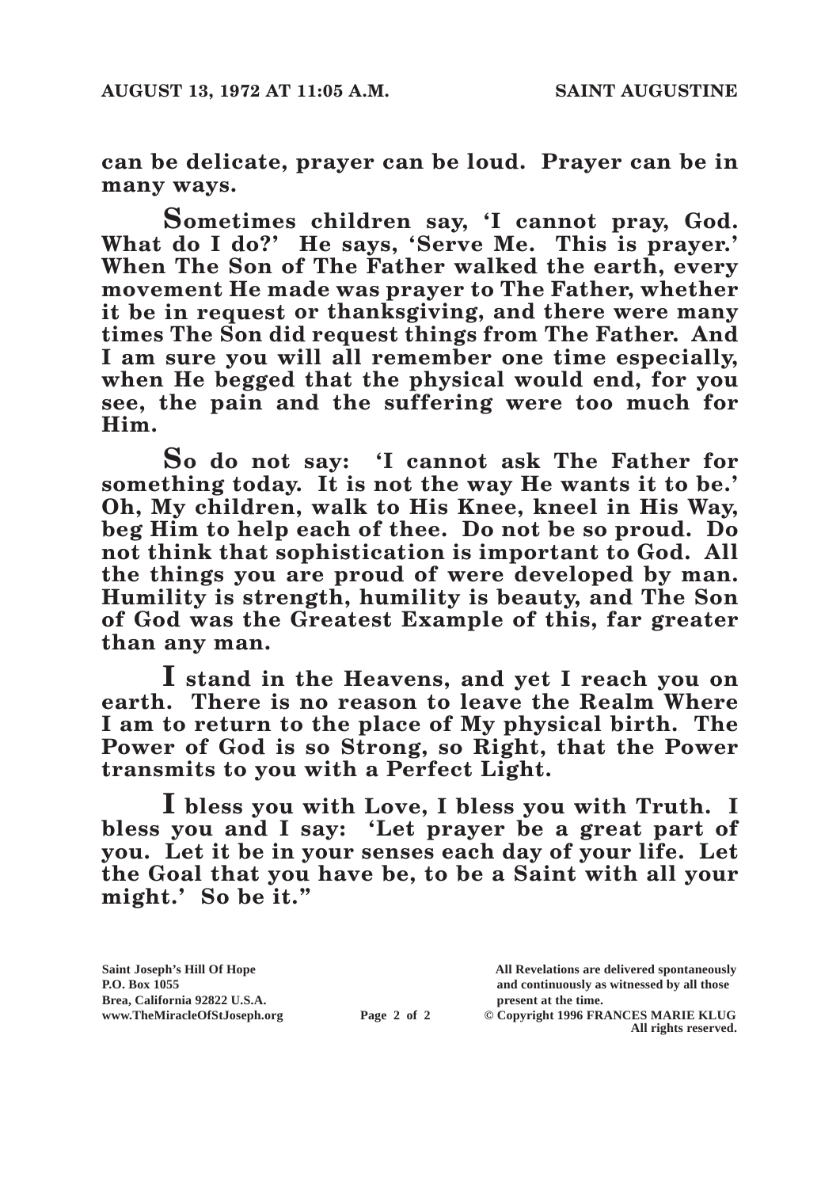**can be delicate, prayer can be loud. Prayer can be in many ways.**

**Sometimes children say, 'I cannot pray, God. What do I do?' He says, 'Serve Me. This is prayer.' When The Son of The Father walked the earth, every movement He made was prayer to The Father, whether it be in request or thanksgiving, and there were many times The Son did request things from The Father. And I am sure you will all remember one time especially, when He begged that the physical would end, for you see, the pain and the suffering were too much for Him.**

**So do not say: 'I cannot ask The Father for something today. It is not the way He wants it to be.' Oh, My children, walk to His Knee, kneel in His Way, beg Him to help each of thee. Do not be so proud. Do not think that sophistication is important to God. All the things you are proud of were developed by man. Humility is strength, humility is beauty, and The Son of God was the Greatest Example of this, far greater than any man.**

**I stand in the Heavens, and yet I reach you on earth. There is no reason to leave the Realm Where I am to return to the place of My physical birth. The Power of God is so Strong, so Right, that the Power transmits to you with a Perfect Light.**

**I bless you with Love, I bless you with Truth. I bless you and I say: 'Let prayer be a great part of you. Let it be in your senses each day of your life. Let the Goal that you have be, to be a Saint with all your might.' So be it."**

Saint Joseph's Hill Of Hope
P.O. Box 1055
Brea, California 92822 U.S.A.
www.TheMiracleOfStJoseph.org

All Revelations are delivered spontaneously and continuously as witnessed by all those present at the time.
© Copyright 1996 FRANCES MARIE KLUG
All rights reserved.